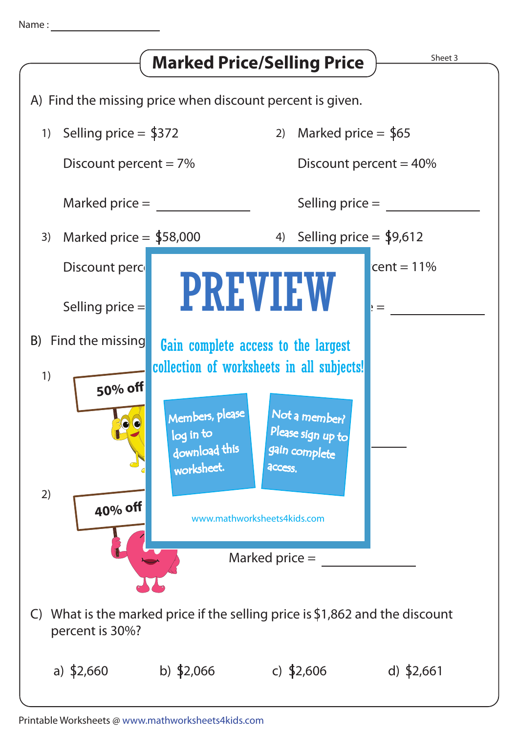Name : ____________

# Marked Price/Selling Price

Sheet 3

A) Find the missing price when discount percent is given.

1) Selling price = $372

   Discount percent = 7%

   Marked price = ____________

2) Marked price = $65

   Discount percent = 40%

   Selling price = ____________

3) Marked price = $58,000

   Discount perc

   Selling price =

4) Selling price = $9,612

   cent = 11%

   = ____________

B) Find the missing

1) 50% off

   ____________

2) 40% off

   Marked price = ____________

PREVIEW

Gain complete access to the largest collection of worksheets in all subjects!

Members, please log in to download this worksheet.

Not a member? Please sign up to gain complete access.

www.mathworksheets4kids.com

C) What is the marked price if the selling price is $1,862 and the discount percent is 30%?

a) $2,660   b) $2,066   c) $2,606   d) $2,661

Printable Worksheets @ www.mathworksheets4kids.com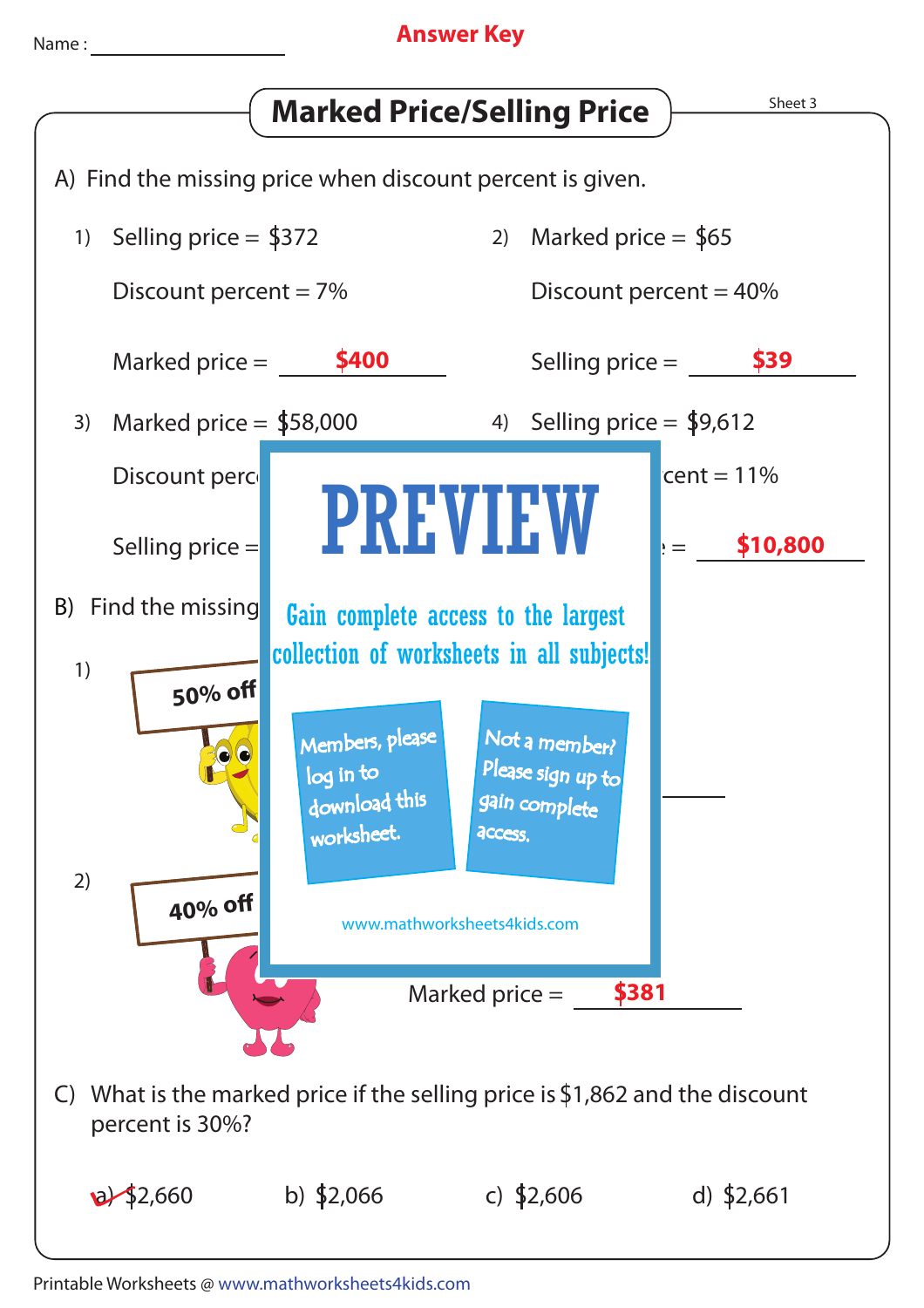Name : ______________

**Answer Key**

# Marked Price/Selling Price

Sheet 3

A) Find the missing price when discount percent is given.

1) Selling price = $372

Discount percent = 7%

Marked price = **$400**

2) Marked price = $65

Discount percent = 40%

Selling price = **$39**

3) Marked price = $58,000

Discount perc

Selling price =

4) Selling price = $9,612

cent = 11%

= **$10,800**

B) Find the missing

1)

50% off

2)

40% off

Marked price = **$381**

PREVIEW

Gain complete access to the largest collection of worksheets in all subjects!

Members, please log in to download this worksheet.

Not a member? Please sign up to gain complete access.

www.mathworksheets4kids.com

C) What is the marked price if the selling price is $1,862 and the discount percent is 30%?

a) $2,660 ✓   b) $2,066   c) $2,606   d) $2,661

Printable Worksheets @ www.mathworksheets4kids.com